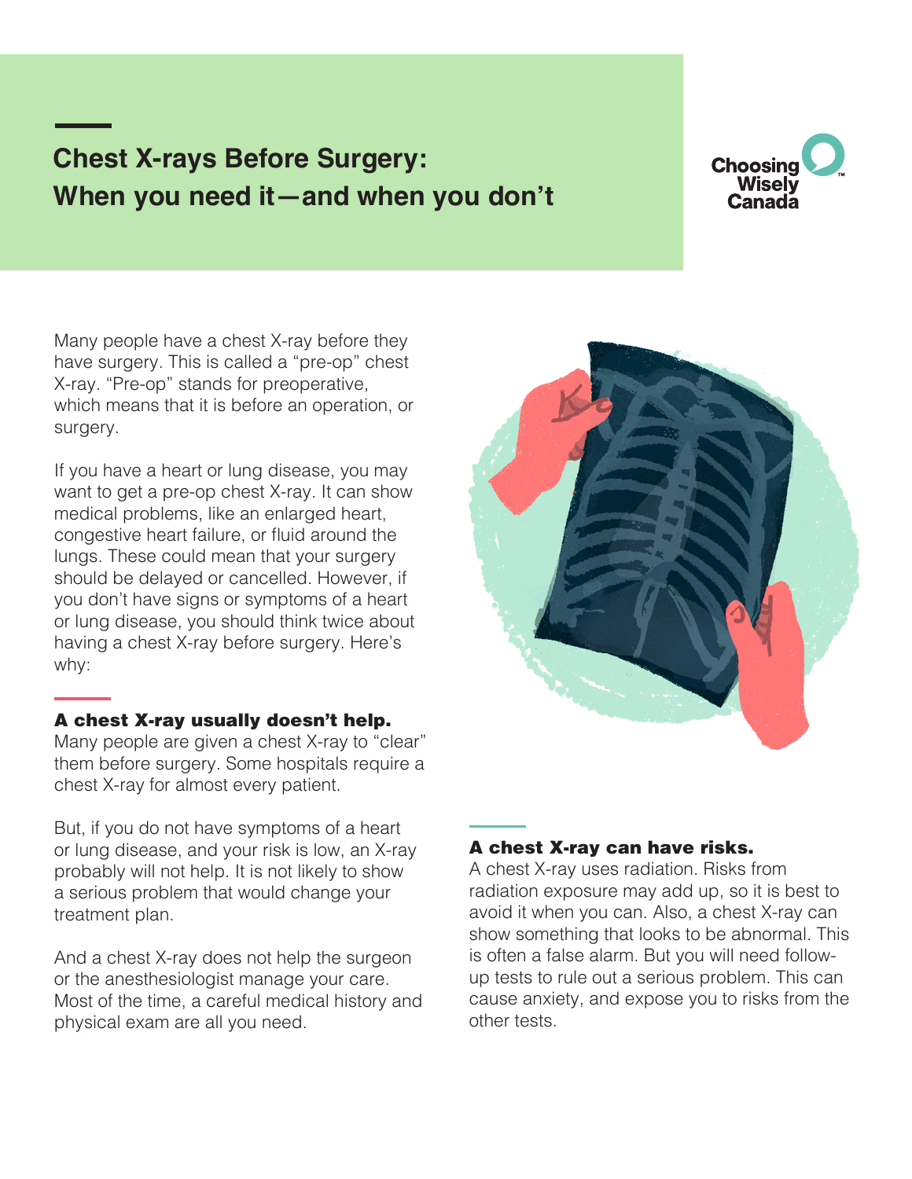# Chest X-rays Before Surgery: When you need it—and when you don't

Choosing Wisely Canada

Many people have a chest X-ray before they have surgery. This is called a "pre-op" chest X-ray. "Pre-op" stands for preoperative, which means that it is before an operation, or surgery.

If you have a heart or lung disease, you may want to get a pre-op chest X-ray. It can show medical problems, like an enlarged heart, congestive heart failure, or fluid around the lungs. These could mean that your surgery should be delayed or cancelled. However, if you don't have signs or symptoms of a heart or lung disease, you should think twice about having a chest X-ray before surgery. Here's why:

## A chest X-ray usually doesn't help.

Many people are given a chest X-ray to "clear" them before surgery. Some hospitals require a chest X-ray for almost every patient.

But, if you do not have symptoms of a heart or lung disease, and your risk is low, an X-ray probably will not help. It is not likely to show a serious problem that would change your treatment plan.

And a chest X-ray does not help the surgeon or the anesthesiologist manage your care. Most of the time, a careful medical history and physical exam are all you need.

## A chest X-ray can have risks.

A chest X-ray uses radiation. Risks from radiation exposure may add up, so it is best to avoid it when you can. Also, a chest X-ray can show something that looks to be abnormal. This is often a false alarm. But you will need follow-up tests to rule out a serious problem. This can cause anxiety, and expose you to risks from the other tests.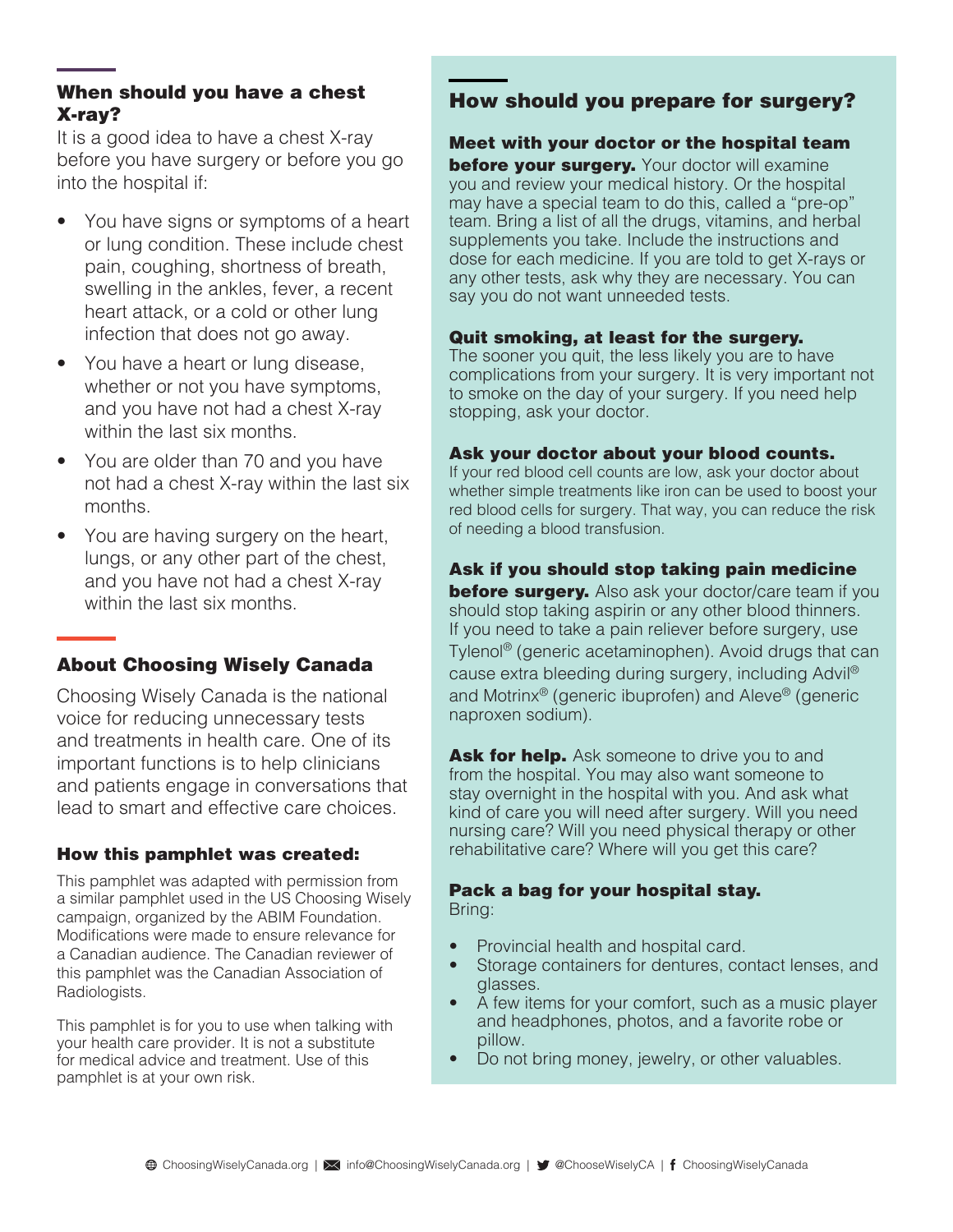## When should you have a chest X-ray?

It is a good idea to have a chest X-ray before you have surgery or before you go into the hospital if:

- You have signs or symptoms of a heart or lung condition. These include chest pain, coughing, shortness of breath, swelling in the ankles, fever, a recent heart attack, or a cold or other lung infection that does not go away.
- You have a heart or lung disease, whether or not you have symptoms, and you have not had a chest X-ray within the last six months.
- You are older than 70 and you have not had a chest X-ray within the last six months.
- You are having surgery on the heart, lungs, or any other part of the chest, and you have not had a chest X-ray within the last six months.

## About Choosing Wisely Canada

Choosing Wisely Canada is the national voice for reducing unnecessary tests and treatments in health care. One of its important functions is to help clinicians and patients engage in conversations that lead to smart and effective care choices.

### How this pamphlet was created:

This pamphlet was adapted with permission from a similar pamphlet used in the US Choosing Wisely campaign, organized by the ABIM Foundation. Modifications were made to ensure relevance for a Canadian audience. The Canadian reviewer of this pamphlet was the Canadian Association of Radiologists.

This pamphlet is for you to use when talking with your health care provider. It is not a substitute for medical advice and treatment. Use of this pamphlet is at your own risk.

## How should you prepare for surgery?

**Meet with your doctor or the hospital team before your surgery.** Your doctor will examine you and review your medical history. Or the hospital may have a special team to do this, called a "pre-op" team. Bring a list of all the drugs, vitamins, and herbal supplements you take. Include the instructions and dose for each medicine. If you are told to get X-rays or any other tests, ask why they are necessary. You can say you do not want unneeded tests.

**Quit smoking, at least for the surgery.**
The sooner you quit, the less likely you are to have complications from your surgery. It is very important not to smoke on the day of your surgery. If you need help stopping, ask your doctor.

**Ask your doctor about your blood counts.**
If your red blood cell counts are low, ask your doctor about whether simple treatments like iron can be used to boost your red blood cells for surgery. That way, you can reduce the risk of needing a blood transfusion.

**Ask if you should stop taking pain medicine before surgery.** Also ask your doctor/care team if you should stop taking aspirin or any other blood thinners. If you need to take a pain reliever before surgery, use Tylenol® (generic acetaminophen). Avoid drugs that can cause extra bleeding during surgery, including Advil® and Motrinx® (generic ibuprofen) and Aleve® (generic naproxen sodium).

**Ask for help.** Ask someone to drive you to and from the hospital. You may also want someone to stay overnight in the hospital with you. And ask what kind of care you will need after surgery. Will you need nursing care? Will you need physical therapy or other rehabilitative care? Where will you get this care?

**Pack a bag for your hospital stay.**
Bring:

- Provincial health and hospital card.
- Storage containers for dentures, contact lenses, and glasses.
- A few items for your comfort, such as a music player and headphones, photos, and a favorite robe or pillow.
- Do not bring money, jewelry, or other valuables.

ChoosingWiselyCanada.org | info@ChoosingWiselyCanada.org | @ChooseWiselyCA | ChoosingWiselyCanada